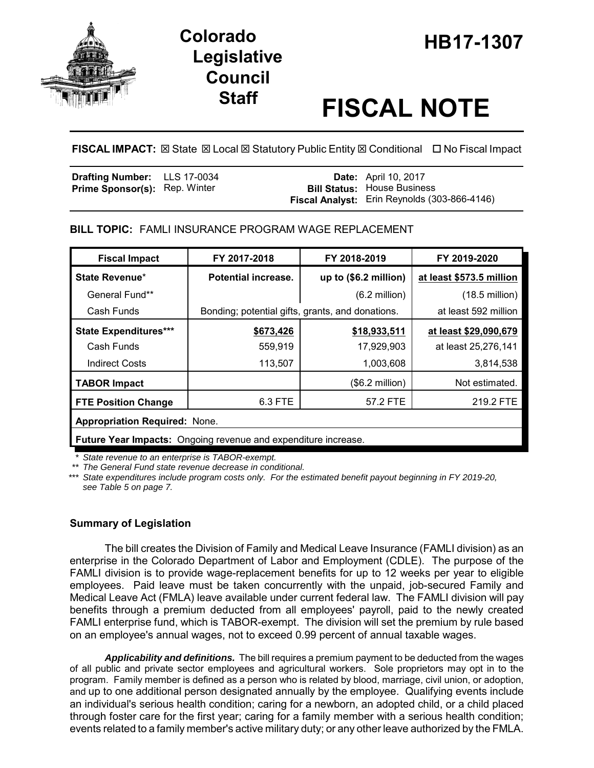# Colorado Legislative Council Staff

# HB17-1307

# FISCAL NOTE

**FISCAL IMPACT:** ☒ State ☒ Local ☒ Statutory Public Entity ☒ Conditional ☐ No Fiscal Impact

| | | | |
|---|---|---|---|
| **Drafting Number:** | LLS 17-0034 | **Date:** | April 10, 2017 |
| **Prime Sponsor(s):** | Rep. Winter | **Bill Status:** | House Business |
| | | **Fiscal Analyst:** | Erin Reynolds (303-866-4146) |

**BILL TOPIC:** FAMLI INSURANCE PROGRAM WAGE REPLACEMENT

| Fiscal Impact | FY 2017-2018 | FY 2018-2019 | FY 2019-2020 |
|---|---|---|---|
| **State Revenue*** | **Potential increase.** | **up to ($6.2 million)** | **at least $573.5 million** |
| General Fund** | | (6.2 million) | (18.5 million) |
| Cash Funds | Bonding; potential gifts, grants, and donations. | | at least 592 million |
| **State Expenditures***** | **$673,426** | **$18,933,511** | **at least $29,090,679** |
| Cash Funds | 559,919 | 17,929,903 | at least 25,276,141 |
| Indirect Costs | 113,507 | 1,003,608 | 3,814,538 |
| **TABOR Impact** | | ($6.2 million) | Not estimated. |
| **FTE Position Change** | 6.3 FTE | 57.2 FTE | 219.2 FTE |
| **Appropriation Required:** None. | | | |
| **Future Year Impacts:** Ongoing revenue and expenditure increase. | | | |

\* *State revenue to an enterprise is TABOR-exempt.*
\*\* *The General Fund state revenue decrease in conditional.*
\*\*\* *State expenditures include program costs only. For the estimated benefit payout beginning in FY 2019-20, see Table 5 on page 7.*

### Summary of Legislation

The bill creates the Division of Family and Medical Leave Insurance (FAMLI division) as an enterprise in the Colorado Department of Labor and Employment (CDLE). The purpose of the FAMLI division is to provide wage-replacement benefits for up to 12 weeks per year to eligible employees. Paid leave must be taken concurrently with the unpaid, job-secured Family and Medical Leave Act (FMLA) leave available under current federal law. The FAMLI division will pay benefits through a premium deducted from all employees' payroll, paid to the newly created FAMLI enterprise fund, which is TABOR-exempt. The division will set the premium by rule based on an employee's annual wages, not to exceed 0.99 percent of annual taxable wages.

***Applicability and definitions.*** The bill requires a premium payment to be deducted from the wages of all public and private sector employees and agricultural workers. Sole proprietors may opt in to the program. Family member is defined as a person who is related by blood, marriage, civil union, or adoption, and up to one additional person designated annually by the employee. Qualifying events include an individual's serious health condition; caring for a newborn, an adopted child, or a child placed through foster care for the first year; caring for a family member with a serious health condition; events related to a family member's active military duty; or any other leave authorized by the FMLA.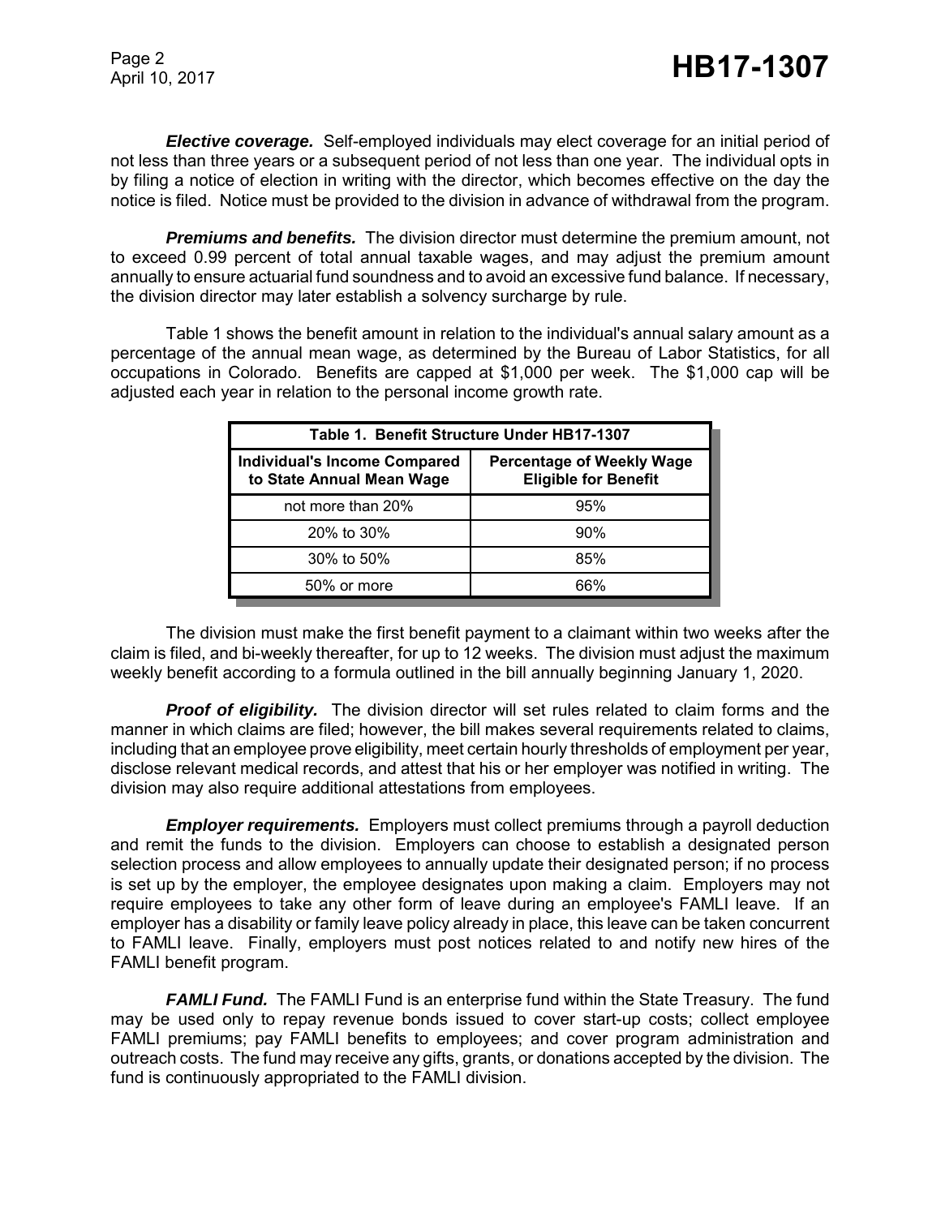***Elective coverage.*** Self-employed individuals may elect coverage for an initial period of not less than three years or a subsequent period of not less than one year. The individual opts in by filing a notice of election in writing with the director, which becomes effective on the day the notice is filed. Notice must be provided to the division in advance of withdrawal from the program.

***Premiums and benefits.*** The division director must determine the premium amount, not to exceed 0.99 percent of total annual taxable wages, and may adjust the premium amount annually to ensure actuarial fund soundness and to avoid an excessive fund balance. If necessary, the division director may later establish a solvency surcharge by rule.

Table 1 shows the benefit amount in relation to the individual's annual salary amount as a percentage of the annual mean wage, as determined by the Bureau of Labor Statistics, for all occupations in Colorado. Benefits are capped at $1,000 per week. The $1,000 cap will be adjusted each year in relation to the personal income growth rate.

**Table 1. Benefit Structure Under HB17-1307**

| Individual's Income Compared to State Annual Mean Wage | Percentage of Weekly Wage Eligible for Benefit |
|---|---|
| not more than 20% | 95% |
| 20% to 30% | 90% |
| 30% to 50% | 85% |
| 50% or more | 66% |

The division must make the first benefit payment to a claimant within two weeks after the claim is filed, and bi-weekly thereafter, for up to 12 weeks. The division must adjust the maximum weekly benefit according to a formula outlined in the bill annually beginning January 1, 2020.

***Proof of eligibility.*** The division director will set rules related to claim forms and the manner in which claims are filed; however, the bill makes several requirements related to claims, including that an employee prove eligibility, meet certain hourly thresholds of employment per year, disclose relevant medical records, and attest that his or her employer was notified in writing. The division may also require additional attestations from employees.

***Employer requirements.*** Employers must collect premiums through a payroll deduction and remit the funds to the division. Employers can choose to establish a designated person selection process and allow employees to annually update their designated person; if no process is set up by the employer, the employee designates upon making a claim. Employers may not require employees to take any other form of leave during an employee's FAMLI leave. If an employer has a disability or family leave policy already in place, this leave can be taken concurrent to FAMLI leave. Finally, employers must post notices related to and notify new hires of the FAMLI benefit program.

***FAMLI Fund.*** The FAMLI Fund is an enterprise fund within the State Treasury. The fund may be used only to repay revenue bonds issued to cover start-up costs; collect employee FAMLI premiums; pay FAMLI benefits to employees; and cover program administration and outreach costs. The fund may receive any gifts, grants, or donations accepted by the division. The fund is continuously appropriated to the FAMLI division.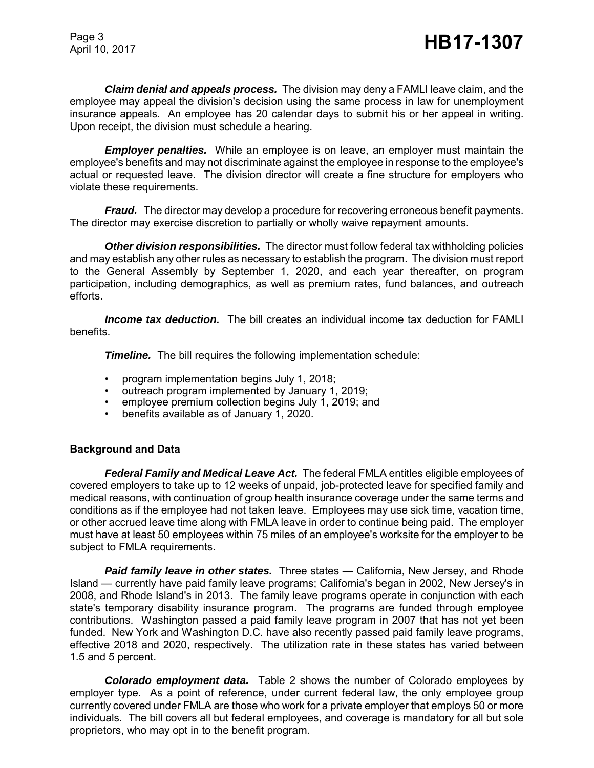***Claim denial and appeals process.*** The division may deny a FAMLI leave claim, and the employee may appeal the division's decision using the same process in law for unemployment insurance appeals. An employee has 20 calendar days to submit his or her appeal in writing. Upon receipt, the division must schedule a hearing.

***Employer penalties.*** While an employee is on leave, an employer must maintain the employee's benefits and may not discriminate against the employee in response to the employee's actual or requested leave. The division director will create a fine structure for employers who violate these requirements.

***Fraud.*** The director may develop a procedure for recovering erroneous benefit payments. The director may exercise discretion to partially or wholly waive repayment amounts.

***Other division responsibilities.*** The director must follow federal tax withholding policies and may establish any other rules as necessary to establish the program. The division must report to the General Assembly by September 1, 2020, and each year thereafter, on program participation, including demographics, as well as premium rates, fund balances, and outreach efforts.

***Income tax deduction.*** The bill creates an individual income tax deduction for FAMLI benefits.

***Timeline.*** The bill requires the following implementation schedule:

- program implementation begins July 1, 2018;
- outreach program implemented by January 1, 2019;
- employee premium collection begins July 1, 2019; and
- benefits available as of January 1, 2020.

## Background and Data

***Federal Family and Medical Leave Act.*** The federal FMLA entitles eligible employees of covered employers to take up to 12 weeks of unpaid, job-protected leave for specified family and medical reasons, with continuation of group health insurance coverage under the same terms and conditions as if the employee had not taken leave. Employees may use sick time, vacation time, or other accrued leave time along with FMLA leave in order to continue being paid. The employer must have at least 50 employees within 75 miles of an employee's worksite for the employer to be subject to FMLA requirements.

***Paid family leave in other states.*** Three states — California, New Jersey, and Rhode Island — currently have paid family leave programs; California's began in 2002, New Jersey's in 2008, and Rhode Island's in 2013. The family leave programs operate in conjunction with each state's temporary disability insurance program. The programs are funded through employee contributions. Washington passed a paid family leave program in 2007 that has not yet been funded. New York and Washington D.C. have also recently passed paid family leave programs, effective 2018 and 2020, respectively. The utilization rate in these states has varied between 1.5 and 5 percent.

***Colorado employment data.*** Table 2 shows the number of Colorado employees by employer type. As a point of reference, under current federal law, the only employee group currently covered under FMLA are those who work for a private employer that employs 50 or more individuals. The bill covers all but federal employees, and coverage is mandatory for all but sole proprietors, who may opt in to the benefit program.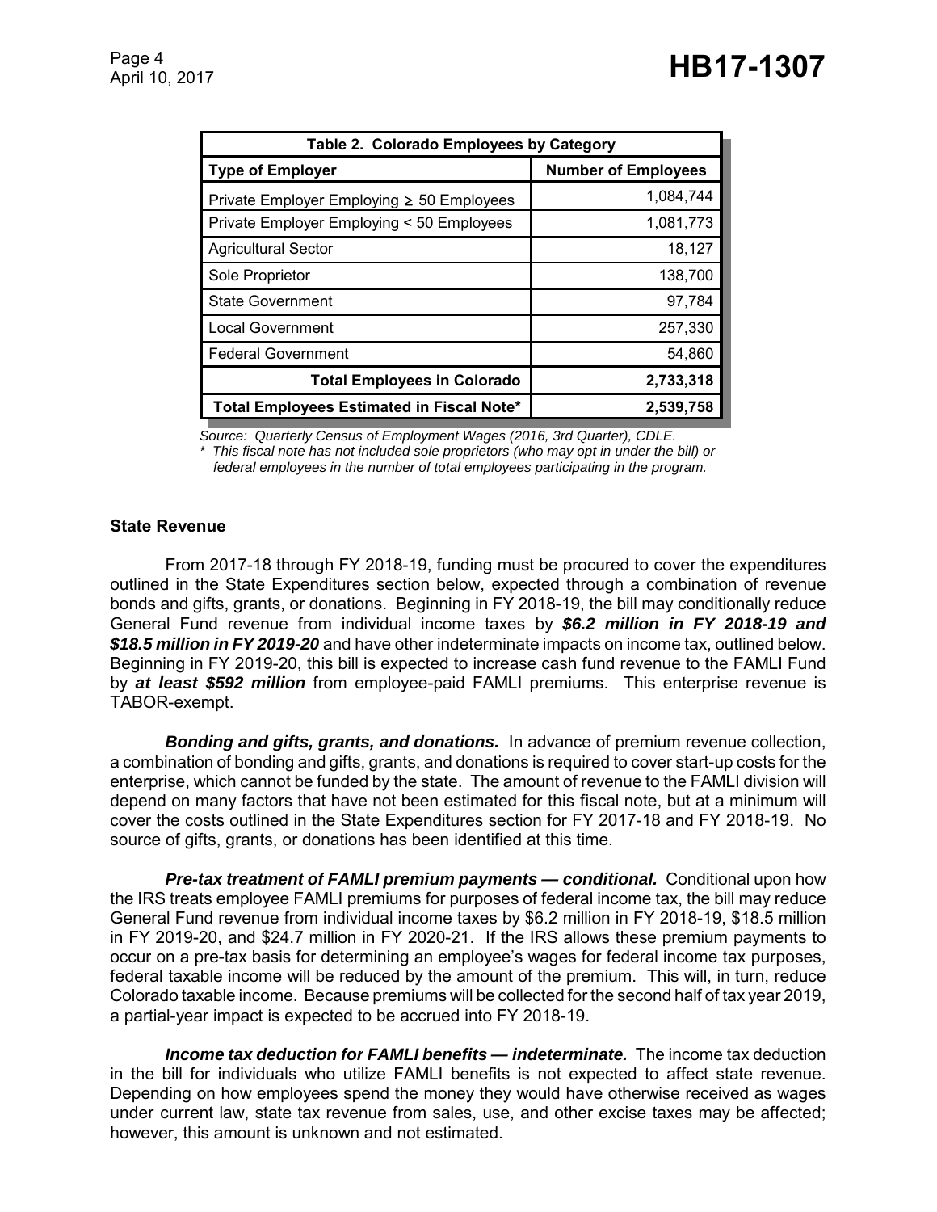| Table 2. Colorado Employees by Category | |
|---|---|
| **Type of Employer** | **Number of Employees** |
| Private Employer Employing ≥ 50 Employees | 1,084,744 |
| Private Employer Employing < 50 Employees | 1,081,773 |
| Agricultural Sector | 18,127 |
| Sole Proprietor | 138,700 |
| State Government | 97,784 |
| Local Government | 257,330 |
| Federal Government | 54,860 |
| **Total Employees in Colorado** | **2,733,318** |
| **Total Employees Estimated in Fiscal Note*** | **2,539,758** |

*Source: Quarterly Census of Employment Wages (2016, 3rd Quarter), CDLE.*
*\* This fiscal note has not included sole proprietors (who may opt in under the bill) or federal employees in the number of total employees participating in the program.*

## State Revenue

From 2017-18 through FY 2018-19, funding must be procured to cover the expenditures outlined in the State Expenditures section below, expected through a combination of revenue bonds and gifts, grants, or donations. Beginning in FY 2018-19, the bill may conditionally reduce General Fund revenue from individual income taxes by ***$6.2 million in FY 2018-19 and $18.5 million in FY 2019-20*** and have other indeterminate impacts on income tax, outlined below. Beginning in FY 2019-20, this bill is expected to increase cash fund revenue to the FAMLI Fund by ***at least $592 million*** from employee-paid FAMLI premiums. This enterprise revenue is TABOR-exempt.

***Bonding and gifts, grants, and donations.*** In advance of premium revenue collection, a combination of bonding and gifts, grants, and donations is required to cover start-up costs for the enterprise, which cannot be funded by the state. The amount of revenue to the FAMLI division will depend on many factors that have not been estimated for this fiscal note, but at a minimum will cover the costs outlined in the State Expenditures section for FY 2017-18 and FY 2018-19. No source of gifts, grants, or donations has been identified at this time.

***Pre-tax treatment of FAMLI premium payments — conditional.*** Conditional upon how the IRS treats employee FAMLI premiums for purposes of federal income tax, the bill may reduce General Fund revenue from individual income taxes by $6.2 million in FY 2018-19, $18.5 million in FY 2019-20, and $24.7 million in FY 2020-21. If the IRS allows these premium payments to occur on a pre-tax basis for determining an employee's wages for federal income tax purposes, federal taxable income will be reduced by the amount of the premium. This will, in turn, reduce Colorado taxable income. Because premiums will be collected for the second half of tax year 2019, a partial-year impact is expected to be accrued into FY 2018-19.

***Income tax deduction for FAMLI benefits — indeterminate.*** The income tax deduction in the bill for individuals who utilize FAMLI benefits is not expected to affect state revenue. Depending on how employees spend the money they would have otherwise received as wages under current law, state tax revenue from sales, use, and other excise taxes may be affected; however, this amount is unknown and not estimated.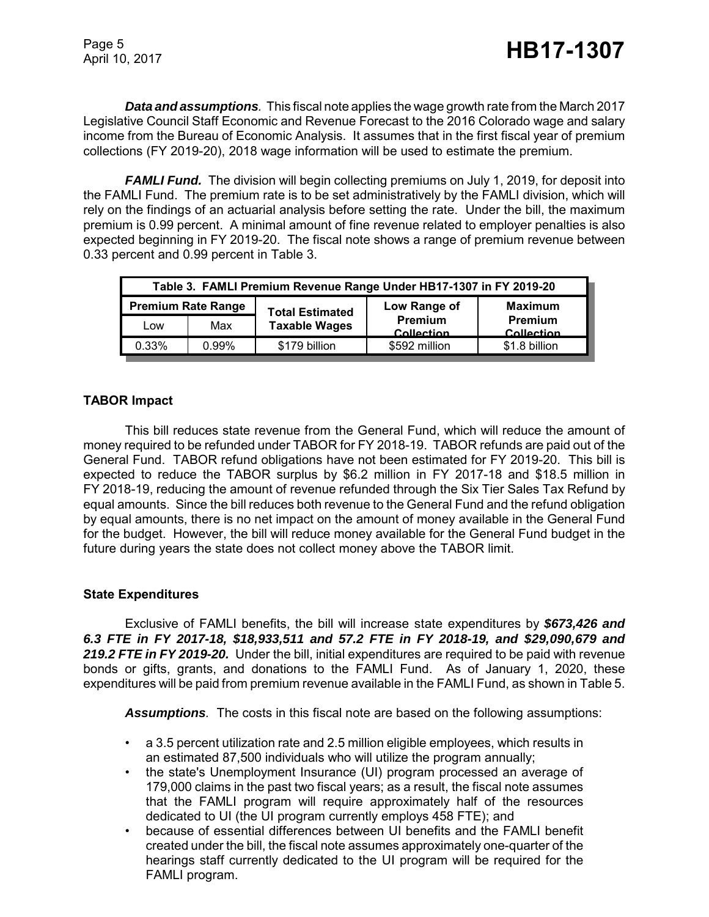***Data and assumptions.*** This fiscal note applies the wage growth rate from the March 2017 Legislative Council Staff Economic and Revenue Forecast to the 2016 Colorado wage and salary income from the Bureau of Economic Analysis. It assumes that in the first fiscal year of premium collections (FY 2019-20), 2018 wage information will be used to estimate the premium.

***FAMLI Fund.*** The division will begin collecting premiums on July 1, 2019, for deposit into the FAMLI Fund. The premium rate is to be set administratively by the FAMLI division, which will rely on the findings of an actuarial analysis before setting the rate. Under the bill, the maximum premium is 0.99 percent. A minimal amount of fine revenue related to employer penalties is also expected beginning in FY 2019-20. The fiscal note shows a range of premium revenue between 0.33 percent and 0.99 percent in Table 3.

**Table 3. FAMLI Premium Revenue Range Under HB17-1307 in FY 2019-20**

| Premium Rate Range | | Total Estimated Taxable Wages | Low Range of Premium Collection | Maximum Premium Collection |
|---|---|---|---|---|
| Low | Max | | | |
| 0.33% | 0.99% | $179 billion | $592 million | $1.8 billion |

### TABOR Impact

This bill reduces state revenue from the General Fund, which will reduce the amount of money required to be refunded under TABOR for FY 2018-19. TABOR refunds are paid out of the General Fund. TABOR refund obligations have not been estimated for FY 2019-20. This bill is expected to reduce the TABOR surplus by $6.2 million in FY 2017-18 and $18.5 million in FY 2018-19, reducing the amount of revenue refunded through the Six Tier Sales Tax Refund by equal amounts. Since the bill reduces both revenue to the General Fund and the refund obligation by equal amounts, there is no net impact on the amount of money available in the General Fund for the budget. However, the bill will reduce money available for the General Fund budget in the future during years the state does not collect money above the TABOR limit.

### State Expenditures

Exclusive of FAMLI benefits, the bill will increase state expenditures by ***$673,426 and 6.3 FTE in FY 2017-18, $18,933,511 and 57.2 FTE in FY 2018-19, and $29,090,679 and 219.2 FTE in FY 2019-20.*** Under the bill, initial expenditures are required to be paid with revenue bonds or gifts, grants, and donations to the FAMLI Fund. As of January 1, 2020, these expenditures will be paid from premium revenue available in the FAMLI Fund, as shown in Table 5.

***Assumptions.*** The costs in this fiscal note are based on the following assumptions:

- a 3.5 percent utilization rate and 2.5 million eligible employees, which results in an estimated 87,500 individuals who will utilize the program annually;
- the state's Unemployment Insurance (UI) program processed an average of 179,000 claims in the past two fiscal years; as a result, the fiscal note assumes that the FAMLI program will require approximately half of the resources dedicated to UI (the UI program currently employs 458 FTE); and
- because of essential differences between UI benefits and the FAMLI benefit created under the bill, the fiscal note assumes approximately one-quarter of the hearings staff currently dedicated to the UI program will be required for the FAMLI program.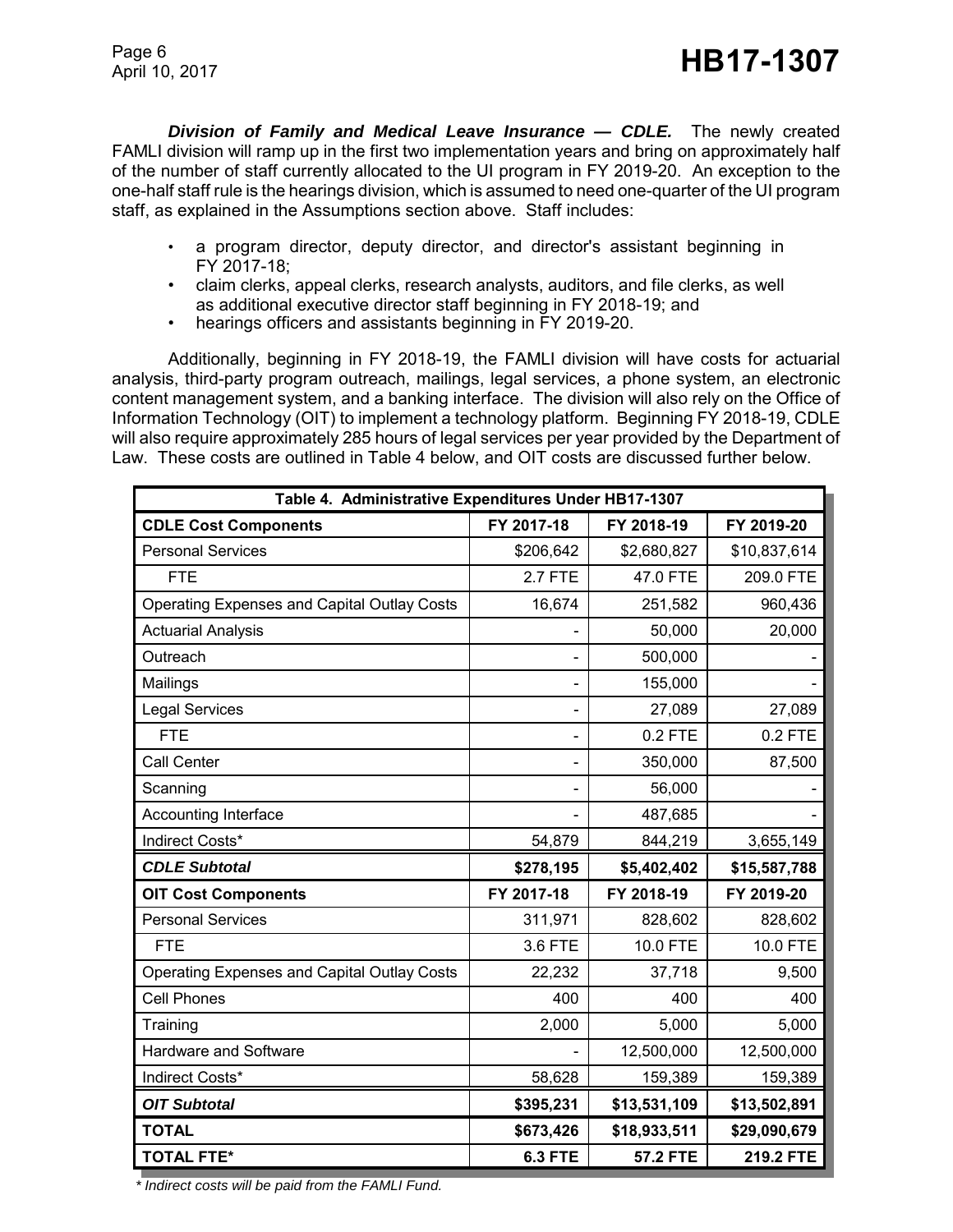***Division of Family and Medical Leave Insurance — CDLE.*** The newly created FAMLI division will ramp up in the first two implementation years and bring on approximately half of the number of staff currently allocated to the UI program in FY 2019-20. An exception to the one-half staff rule is the hearings division, which is assumed to need one-quarter of the UI program staff, as explained in the Assumptions section above. Staff includes:

- a program director, deputy director, and director's assistant beginning in FY 2017-18;
- claim clerks, appeal clerks, research analysts, auditors, and file clerks, as well as additional executive director staff beginning in FY 2018-19; and
- hearings officers and assistants beginning in FY 2019-20.

Additionally, beginning in FY 2018-19, the FAMLI division will have costs for actuarial analysis, third-party program outreach, mailings, legal services, a phone system, an electronic content management system, and a banking interface. The division will also rely on the Office of Information Technology (OIT) to implement a technology platform. Beginning FY 2018-19, CDLE will also require approximately 285 hours of legal services per year provided by the Department of Law. These costs are outlined in Table 4 below, and OIT costs are discussed further below.

| Table 4. Administrative Expenditures Under HB17-1307 | | | |
|---|---|---|---|
| **CDLE Cost Components** | **FY 2017-18** | **FY 2018-19** | **FY 2019-20** |
| Personal Services | $206,642 | $2,680,827 | $10,837,614 |
| FTE | 2.7 FTE | 47.0 FTE | 209.0 FTE |
| Operating Expenses and Capital Outlay Costs | 16,674 | 251,582 | 960,436 |
| Actuarial Analysis | - | 50,000 | 20,000 |
| Outreach | - | 500,000 | - |
| Mailings | - | 155,000 | - |
| Legal Services | - | 27,089 | 27,089 |
| FTE | - | 0.2 FTE | 0.2 FTE |
| Call Center | - | 350,000 | 87,500 |
| Scanning | - | 56,000 | - |
| Accounting Interface | - | 487,685 | - |
| Indirect Costs* | 54,879 | 844,219 | 3,655,149 |
| ***CDLE Subtotal*** | **$278,195** | **$5,402,402** | **$15,587,788** |
| **OIT Cost Components** | **FY 2017-18** | **FY 2018-19** | **FY 2019-20** |
| Personal Services | 311,971 | 828,602 | 828,602 |
| FTE | 3.6 FTE | 10.0 FTE | 10.0 FTE |
| Operating Expenses and Capital Outlay Costs | 22,232 | 37,718 | 9,500 |
| Cell Phones | 400 | 400 | 400 |
| Training | 2,000 | 5,000 | 5,000 |
| Hardware and Software | - | 12,500,000 | 12,500,000 |
| Indirect Costs* | 58,628 | 159,389 | 159,389 |
| ***OIT Subtotal*** | **$395,231** | **$13,531,109** | **$13,502,891** |
| **TOTAL** | **$673,426** | **$18,933,511** | **$29,090,679** |
| **TOTAL FTE*** | **6.3 FTE** | **57.2 FTE** | **219.2 FTE** |

*\* Indirect costs will be paid from the FAMLI Fund.*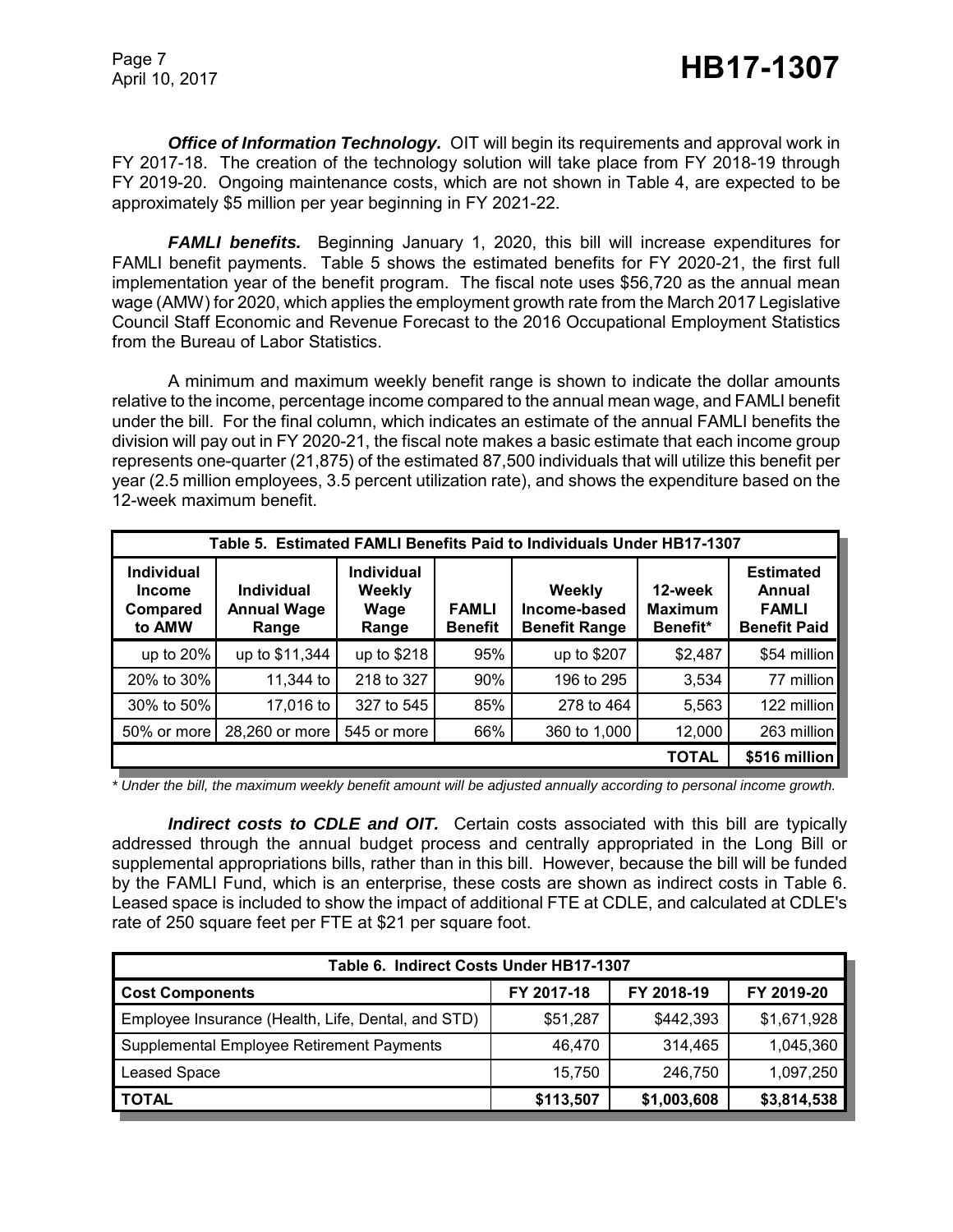***Office of Information Technology.*** OIT will begin its requirements and approval work in FY 2017-18. The creation of the technology solution will take place from FY 2018-19 through FY 2019-20. Ongoing maintenance costs, which are not shown in Table 4, are expected to be approximately $5 million per year beginning in FY 2021-22.

***FAMLI benefits.*** Beginning January 1, 2020, this bill will increase expenditures for FAMLI benefit payments. Table 5 shows the estimated benefits for FY 2020-21, the first full implementation year of the benefit program. The fiscal note uses $56,720 as the annual mean wage (AMW) for 2020, which applies the employment growth rate from the March 2017 Legislative Council Staff Economic and Revenue Forecast to the 2016 Occupational Employment Statistics from the Bureau of Labor Statistics.

A minimum and maximum weekly benefit range is shown to indicate the dollar amounts relative to the income, percentage income compared to the annual mean wage, and FAMLI benefit under the bill. For the final column, which indicates an estimate of the annual FAMLI benefits the division will pay out in FY 2020-21, the fiscal note makes a basic estimate that each income group represents one-quarter (21,875) of the estimated 87,500 individuals that will utilize this benefit per year (2.5 million employees, 3.5 percent utilization rate), and shows the expenditure based on the 12-week maximum benefit.

**Table 5. Estimated FAMLI Benefits Paid to Individuals Under HB17-1307**

| Individual Income Compared to AMW | Individual Annual Wage Range | Individual Weekly Wage Range | FAMLI Benefit | Weekly Income-based Benefit Range | 12-week Maximum Benefit* | Estimated Annual FAMLI Benefit Paid |
|---|---|---|---|---|---|---|
| up to 20% | up to $11,344 | up to $218 | 95% | up to $207 | $2,487 | $54 million |
| 20% to 30% | 11,344 to | 218 to 327 | 90% | 196 to 295 | 3,534 | 77 million |
| 30% to 50% | 17,016 to | 327 to 545 | 85% | 278 to 464 | 5,563 | 122 million |
| 50% or more | 28,260 or more | 545 or more | 66% | 360 to 1,000 | 12,000 | 263 million |
| | | | | | **TOTAL** | **$516 million** |

*\* Under the bill, the maximum weekly benefit amount will be adjusted annually according to personal income growth.*

***Indirect costs to CDLE and OIT.*** Certain costs associated with this bill are typically addressed through the annual budget process and centrally appropriated in the Long Bill or supplemental appropriations bills, rather than in this bill. However, because the bill will be funded by the FAMLI Fund, which is an enterprise, these costs are shown as indirect costs in Table 6. Leased space is included to show the impact of additional FTE at CDLE, and calculated at CDLE's rate of 250 square feet per FTE at $21 per square foot.

**Table 6. Indirect Costs Under HB17-1307**

| Cost Components | FY 2017-18 | FY 2018-19 | FY 2019-20 |
|---|---|---|---|
| Employee Insurance (Health, Life, Dental, and STD) | $51,287 | $442,393 | $1,671,928 |
| Supplemental Employee Retirement Payments | 46,470 | 314,465 | 1,045,360 |
| Leased Space | 15,750 | 246,750 | 1,097,250 |
| **TOTAL** | **$113,507** | **$1,003,608** | **$3,814,538** |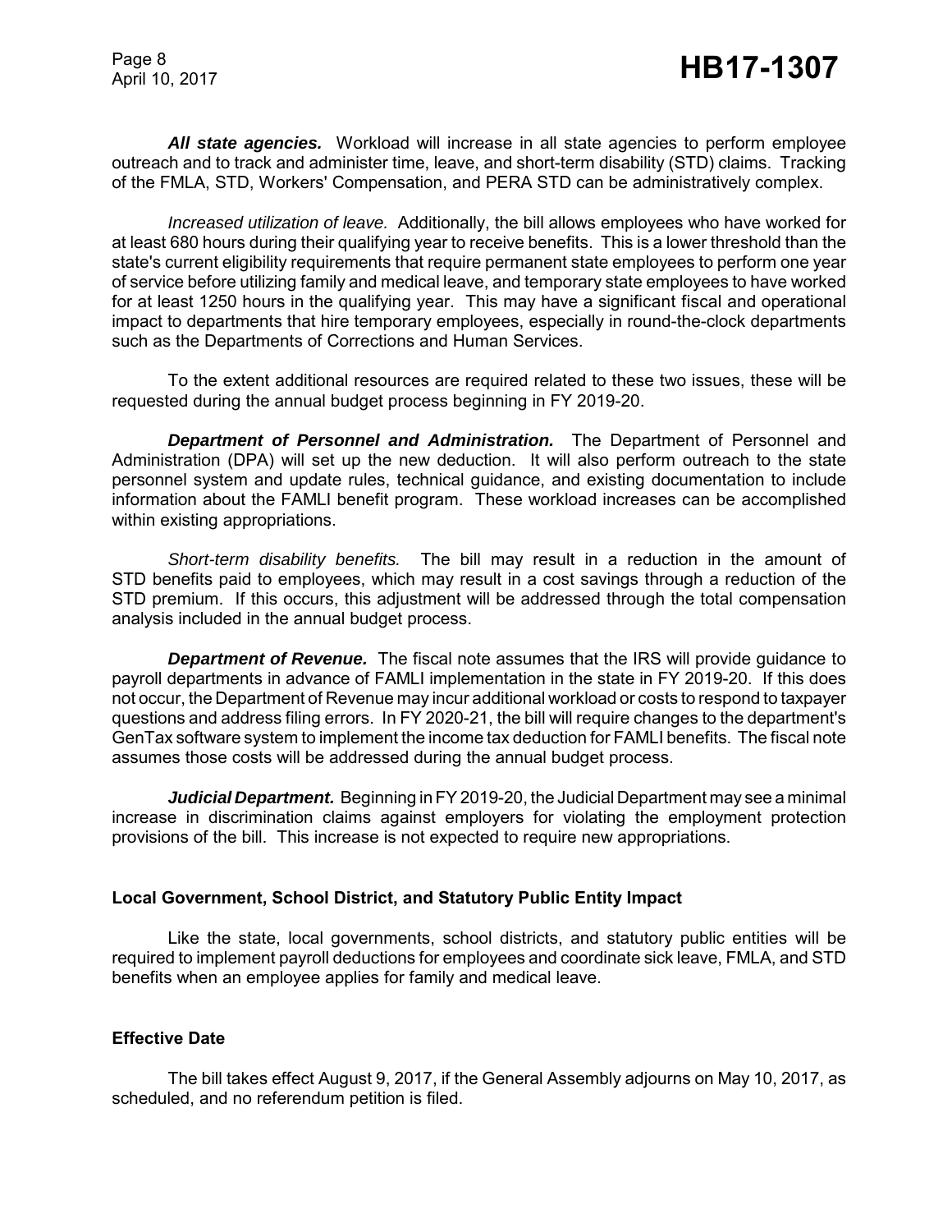***All state agencies.*** Workload will increase in all state agencies to perform employee outreach and to track and administer time, leave, and short-term disability (STD) claims. Tracking of the FMLA, STD, Workers' Compensation, and PERA STD can be administratively complex.

*Increased utilization of leave.* Additionally, the bill allows employees who have worked for at least 680 hours during their qualifying year to receive benefits. This is a lower threshold than the state's current eligibility requirements that require permanent state employees to perform one year of service before utilizing family and medical leave, and temporary state employees to have worked for at least 1250 hours in the qualifying year. This may have a significant fiscal and operational impact to departments that hire temporary employees, especially in round-the-clock departments such as the Departments of Corrections and Human Services.

To the extent additional resources are required related to these two issues, these will be requested during the annual budget process beginning in FY 2019-20.

***Department of Personnel and Administration.*** The Department of Personnel and Administration (DPA) will set up the new deduction. It will also perform outreach to the state personnel system and update rules, technical guidance, and existing documentation to include information about the FAMLI benefit program. These workload increases can be accomplished within existing appropriations.

*Short-term disability benefits.* The bill may result in a reduction in the amount of STD benefits paid to employees, which may result in a cost savings through a reduction of the STD premium. If this occurs, this adjustment will be addressed through the total compensation analysis included in the annual budget process.

***Department of Revenue.*** The fiscal note assumes that the IRS will provide guidance to payroll departments in advance of FAMLI implementation in the state in FY 2019-20. If this does not occur, the Department of Revenue may incur additional workload or costs to respond to taxpayer questions and address filing errors. In FY 2020-21, the bill will require changes to the department's GenTax software system to implement the income tax deduction for FAMLI benefits. The fiscal note assumes those costs will be addressed during the annual budget process.

***Judicial Department.*** Beginning in FY 2019-20, the Judicial Department may see a minimal increase in discrimination claims against employers for violating the employment protection provisions of the bill. This increase is not expected to require new appropriations.

### Local Government, School District, and Statutory Public Entity Impact

Like the state, local governments, school districts, and statutory public entities will be required to implement payroll deductions for employees and coordinate sick leave, FMLA, and STD benefits when an employee applies for family and medical leave.

### Effective Date

The bill takes effect August 9, 2017, if the General Assembly adjourns on May 10, 2017, as scheduled, and no referendum petition is filed.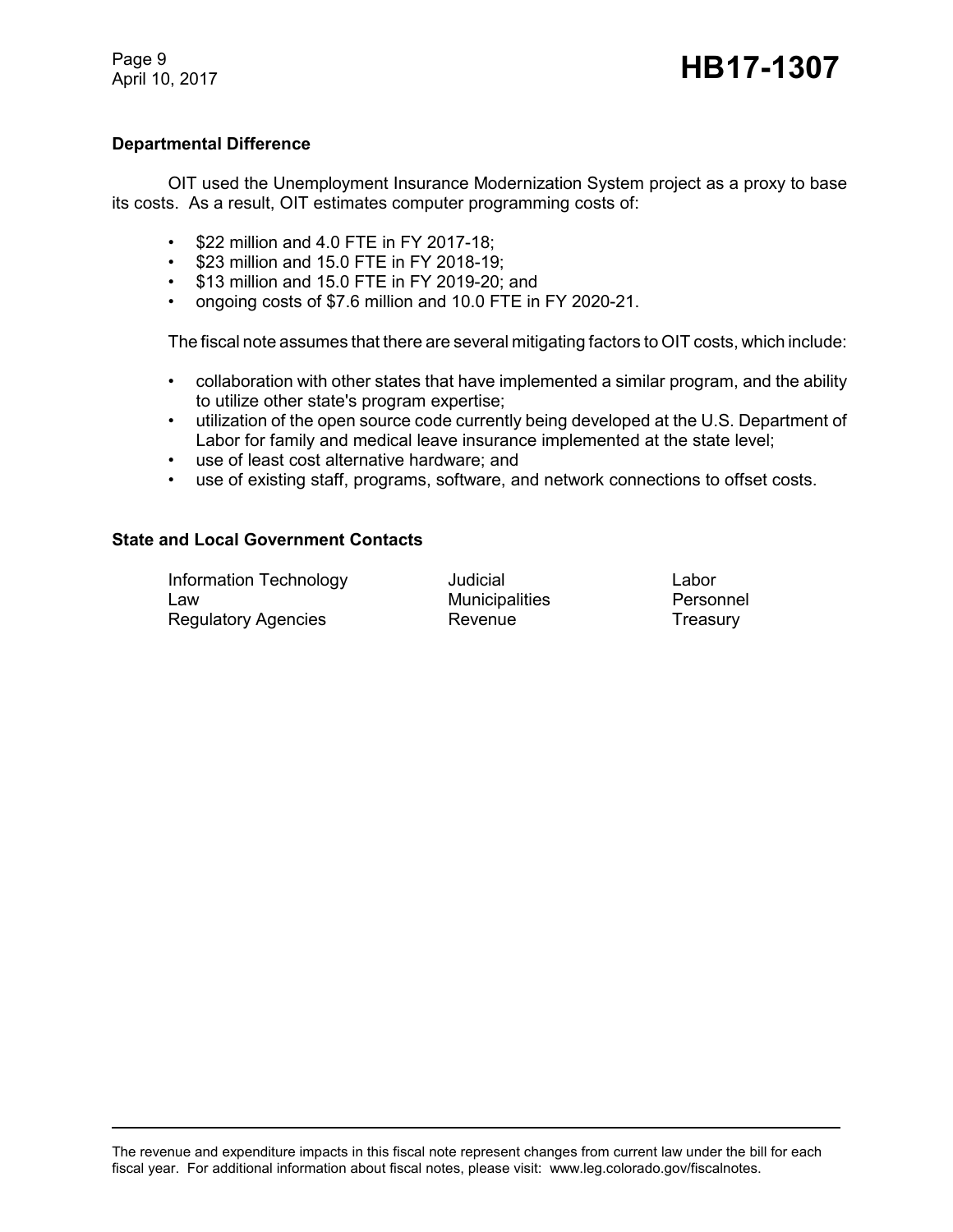### Departmental Difference

OIT used the Unemployment Insurance Modernization System project as a proxy to base its costs. As a result, OIT estimates computer programming costs of:

- $22 million and 4.0 FTE in FY 2017-18;
- $23 million and 15.0 FTE in FY 2018-19;
- $13 million and 15.0 FTE in FY 2019-20; and
- ongoing costs of $7.6 million and 10.0 FTE in FY 2020-21.

The fiscal note assumes that there are several mitigating factors to OIT costs, which include:

- collaboration with other states that have implemented a similar program, and the ability to utilize other state's program expertise;
- utilization of the open source code currently being developed at the U.S. Department of Labor for family and medical leave insurance implemented at the state level;
- use of least cost alternative hardware; and
- use of existing staff, programs, software, and network connections to offset costs.

### State and Local Government Contacts

| | | |
|---|---|---|
| Information Technology | Judicial | Labor |
| Law | Municipalities | Personnel |
| Regulatory Agencies | Revenue | Treasury |

The revenue and expenditure impacts in this fiscal note represent changes from current law under the bill for each fiscal year. For additional information about fiscal notes, please visit: www.leg.colorado.gov/fiscalnotes.